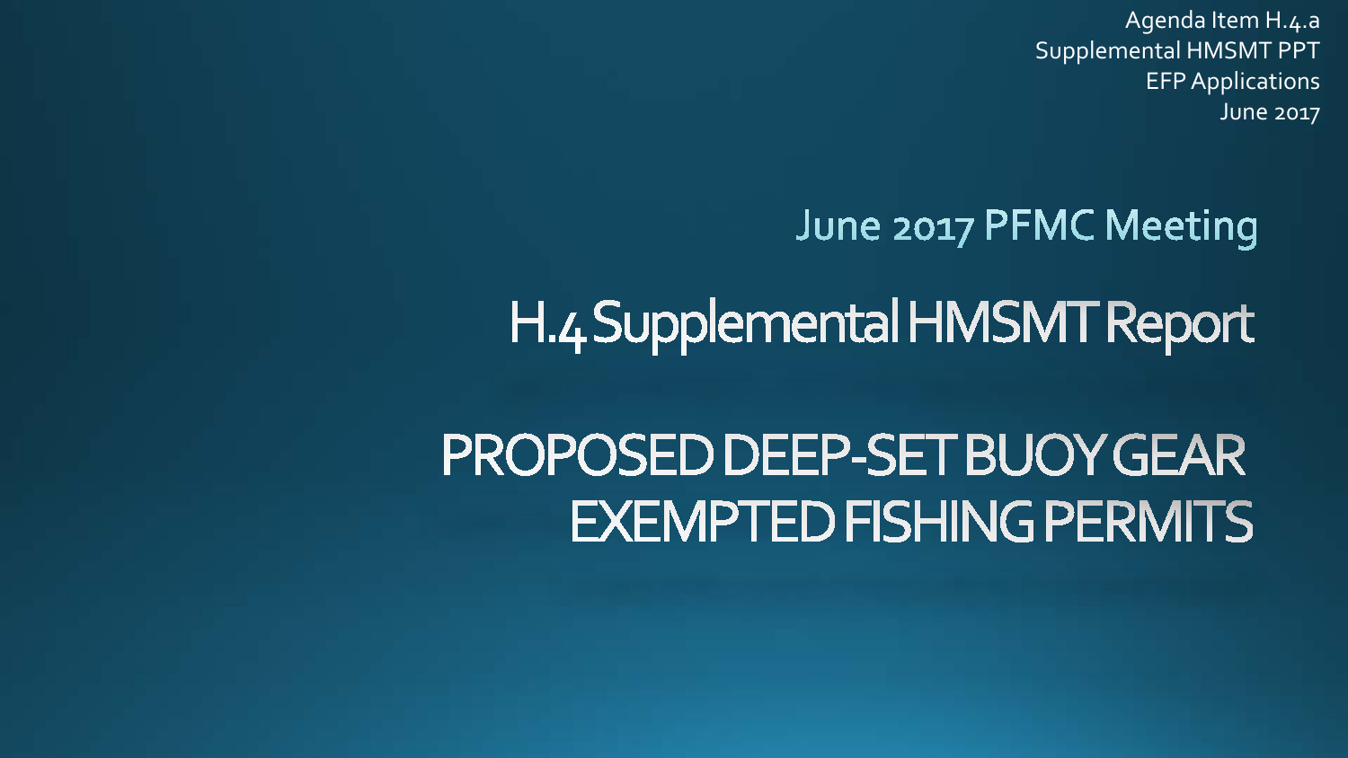Agenda Item H.4.a
Supplemental HMSMT PPT
EFP Applications
June 2017

## June 2017 PFMC Meeting

# H.4 Supplemental HMSMT Report

# PROPOSED DEEP-SET BUOY GEAR EXEMPTED FISHING PERMITS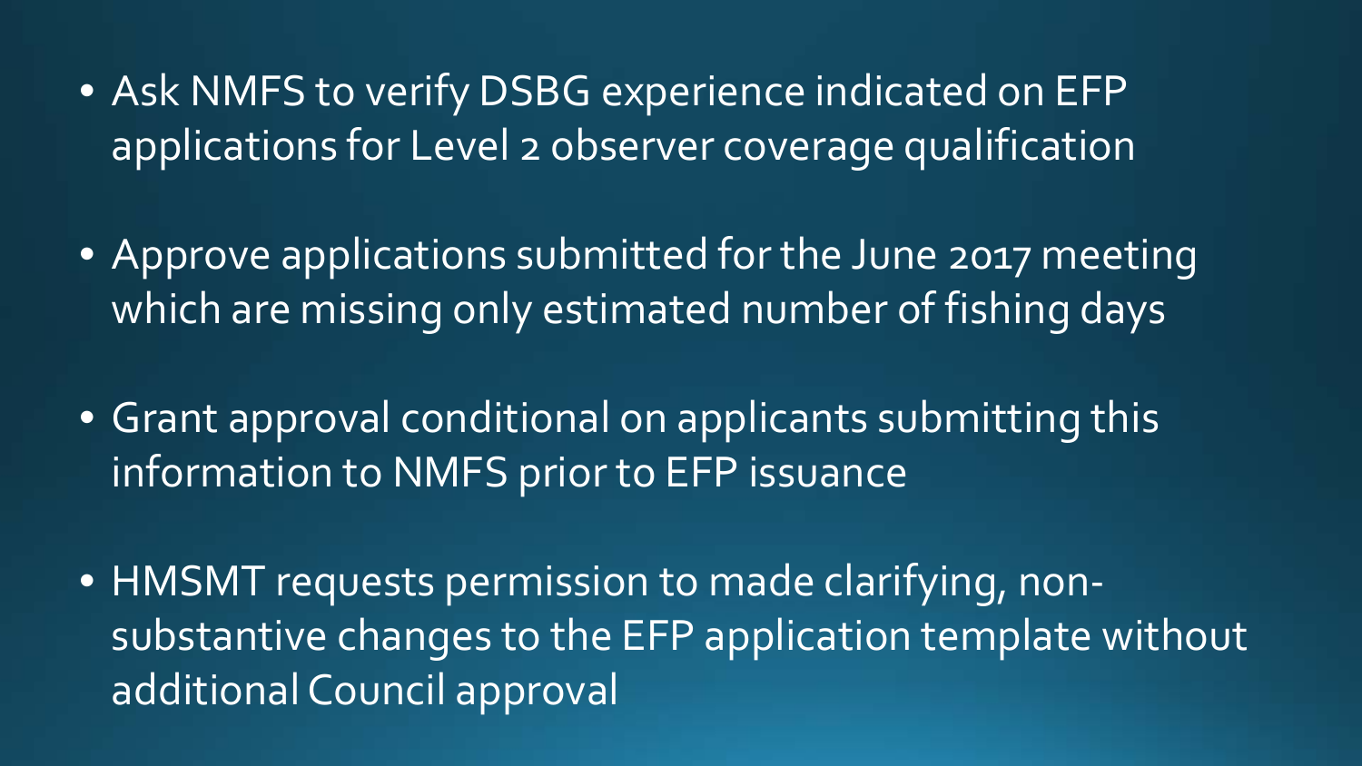- Ask NMFS to verify DSBG experience indicated on EFP applications for Level 2 observer coverage qualification

- Approve applications submitted for the June 2017 meeting which are missing only estimated number of fishing days

- Grant approval conditional on applicants submitting this information to NMFS prior to EFP issuance

- HMSMT requests permission to made clarifying, non-substantive changes to the EFP application template without additional Council approval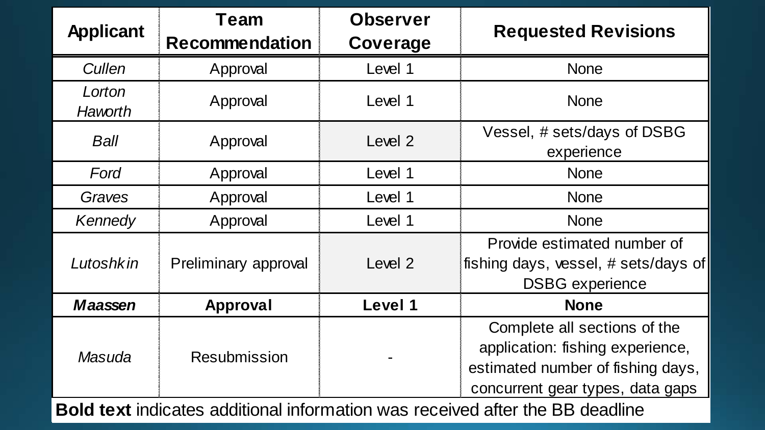| Applicant | Team Recommendation | Observer Coverage | Requested Revisions |
|---|---|---|---|
| *Cullen* | Approval | Level 1 | None |
| *Lorton Haworth* | Approval | Level 1 | None |
| *Ball* | Approval | Level 2 | Vessel, # sets/days of DSBG experience |
| *Ford* | Approval | Level 1 | None |
| *Graves* | Approval | Level 1 | None |
| *Kennedy* | Approval | Level 1 | None |
| *Lutoshkin* | Preliminary approval | Level 2 | Provide estimated number of fishing days, vessel, # sets/days of DSBG experience |
| ***Maassen*** | **Approval** | **Level 1** | **None** |
| *Masuda* | Resubmission | - | Complete all sections of the application: fishing experience, estimated number of fishing days, concurrent gear types, data gaps |

**Bold text** indicates additional information was received after the BB deadline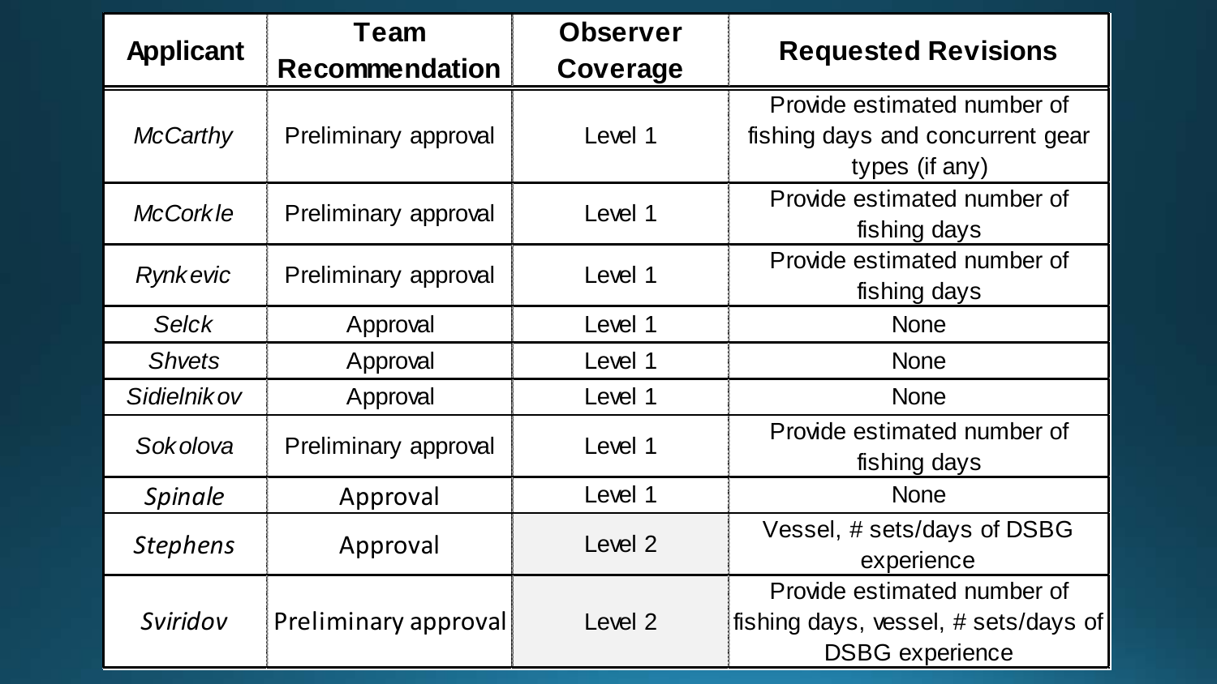| Applicant | Team Recommendation | Observer Coverage | Requested Revisions |
|---|---|---|---|
| *McCarthy* | Preliminary approval | Level 1 | Provide estimated number of fishing days and concurrent gear types (if any) |
| *McCorkle* | Preliminary approval | Level 1 | Provide estimated number of fishing days |
| *Rynkevic* | Preliminary approval | Level 1 | Provide estimated number of fishing days |
| *Selck* | Approval | Level 1 | None |
| *Shvets* | Approval | Level 1 | None |
| *Sidielnikov* | Approval | Level 1 | None |
| *Sokolova* | Preliminary approval | Level 1 | Provide estimated number of fishing days |
| *Spinale* | Approval | Level 1 | None |
| *Stephens* | Approval | Level 2 | Vessel, # sets/days of DSBG experience |
| *Sviridov* | Preliminary approval | Level 2 | Provide estimated number of fishing days, vessel, # sets/days of DSBG experience |